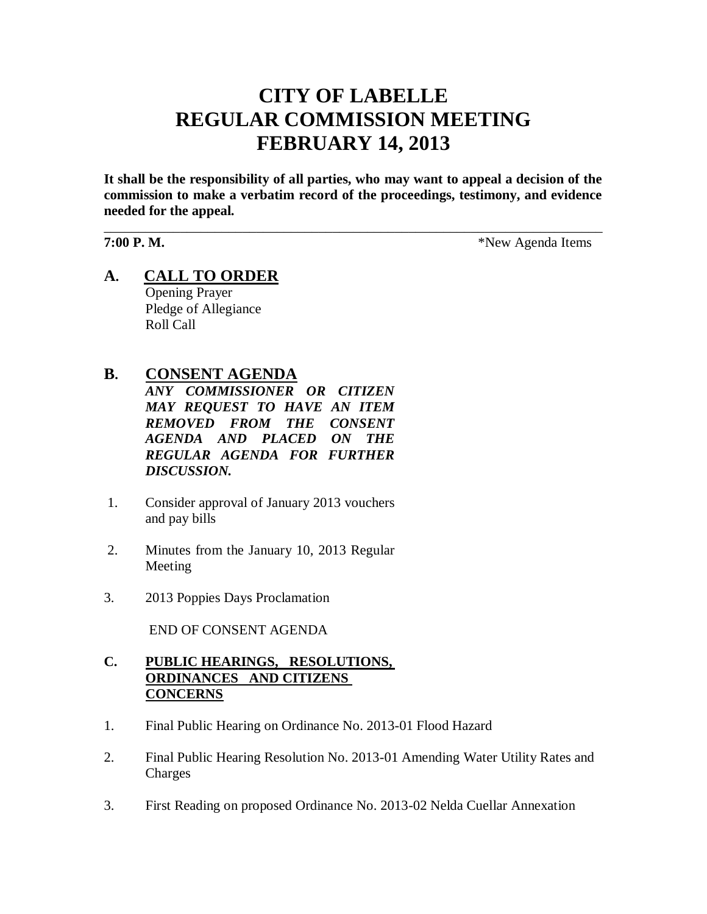# CITY OF LABELLE
# REGULAR COMMISSION MEETING
# FEBRUARY 14, 2013

**It shall be the responsibility of all parties, who may want to appeal a decision of the commission to make a verbatim record of the proceedings, testimony, and evidence needed for the appeal.**

---

**7:00 P. M.** *New Agenda Items

## A. CALL TO ORDER

Opening Prayer
Pledge of Allegiance
Roll Call

## B. CONSENT AGENDA

***ANY COMMISSIONER OR CITIZEN MAY REQUEST TO HAVE AN ITEM REMOVED FROM THE CONSENT AGENDA AND PLACED ON THE REGULAR AGENDA FOR FURTHER DISCUSSION.***

1. Consider approval of January 2013 vouchers and pay bills
2. Minutes from the January 10, 2013 Regular Meeting
3. 2013 Poppies Days Proclamation

END OF CONSENT AGENDA

## C. PUBLIC HEARINGS, RESOLUTIONS, ORDINANCES AND CITIZENS CONCERNS

1. Final Public Hearing on Ordinance No. 2013-01 Flood Hazard
2. Final Public Hearing Resolution No. 2013-01 Amending Water Utility Rates and Charges
3. First Reading on proposed Ordinance No. 2013-02 Nelda Cuellar Annexation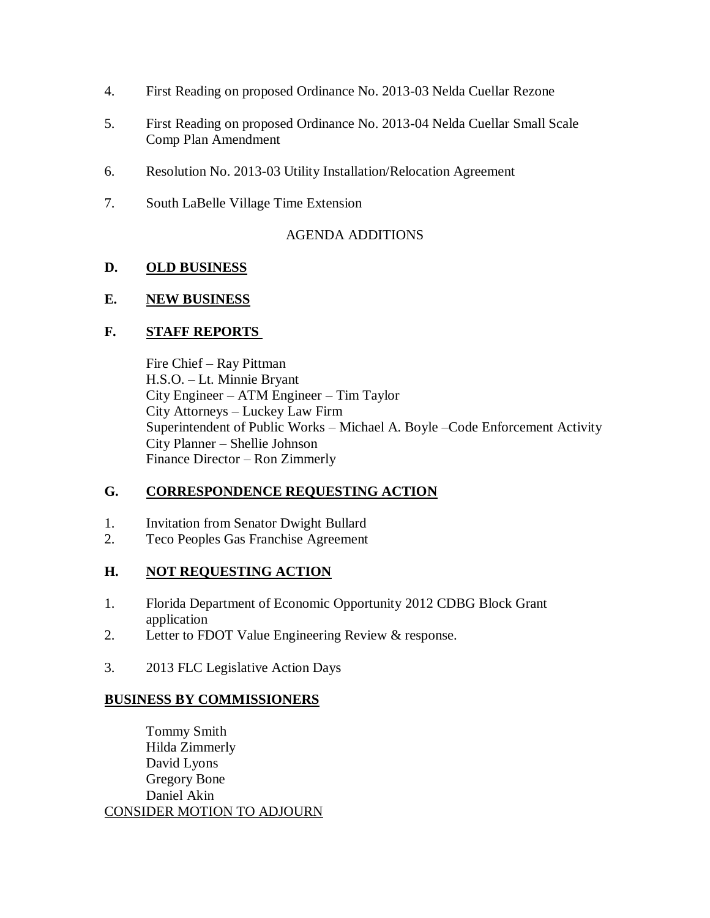4. First Reading on proposed Ordinance No. 2013-03 Nelda Cuellar Rezone

5. First Reading on proposed Ordinance No. 2013-04 Nelda Cuellar Small Scale Comp Plan Amendment

6. Resolution No. 2013-03 Utility Installation/Relocation Agreement

7. South LaBelle Village Time Extension

AGENDA ADDITIONS

## D. OLD BUSINESS

## E. NEW BUSINESS

## F. STAFF REPORTS

Fire Chief – Ray Pittman
H.S.O. – Lt. Minnie Bryant
City Engineer – ATM Engineer – Tim Taylor
City Attorneys – Luckey Law Firm
Superintendent of Public Works – Michael A. Boyle –Code Enforcement Activity
City Planner – Shellie Johnson
Finance Director – Ron Zimmerly

## G. CORRESPONDENCE REQUESTING ACTION

1. Invitation from Senator Dwight Bullard
2. Teco Peoples Gas Franchise Agreement

## H. NOT REQUESTING ACTION

1. Florida Department of Economic Opportunity 2012 CDBG Block Grant application
2. Letter to FDOT Value Engineering Review & response.
3. 2013 FLC Legislative Action Days

## BUSINESS BY COMMISSIONERS

Tommy Smith
Hilda Zimmerly
David Lyons
Gregory Bone
Daniel Akin

CONSIDER MOTION TO ADJOURN